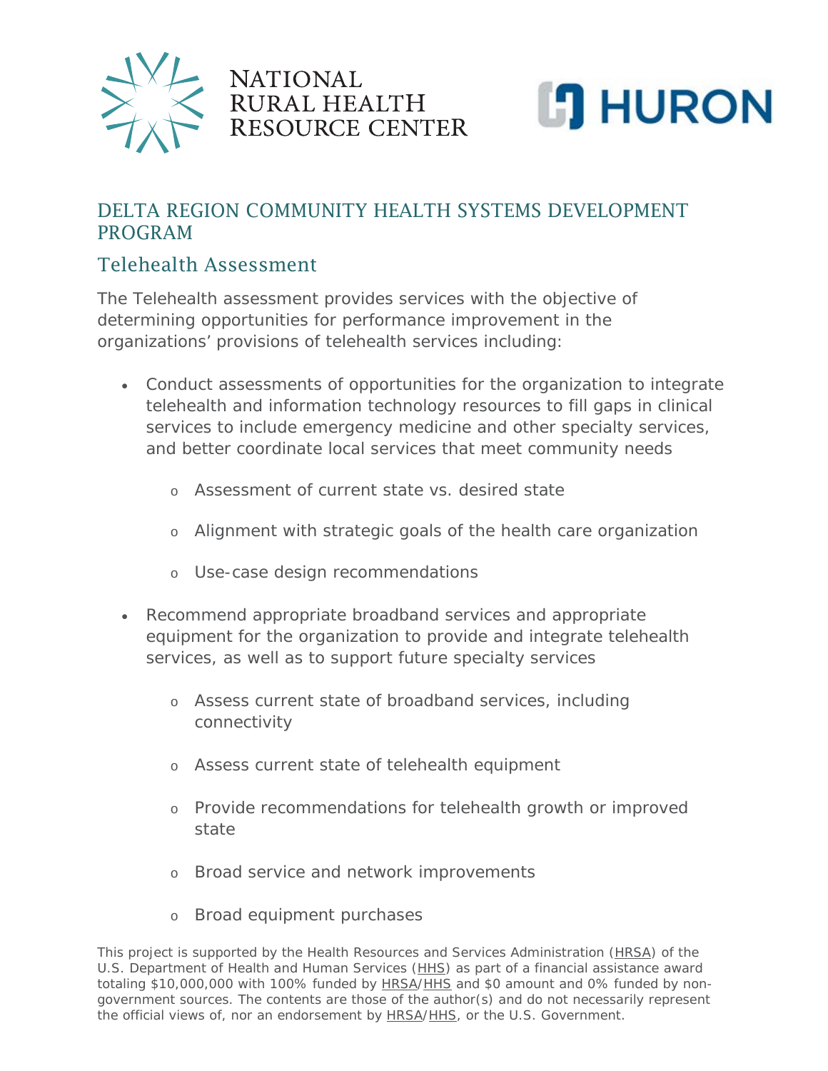# DELTA REGION COMMUNITY HEALTH SYSTEMS DEVELOPMENT PROGRAM

## Telehealth Assessment

The Telehealth assessment provides services with the objective of determining opportunities for performance improvement in the organizations' provisions of telehealth services including:

- Conduct assessments of opportunities for the organization to integrate telehealth and information technology resources to fill gaps in clinical services to include emergency medicine and other specialty services, and better coordinate local services that meet community needs
  - Assessment of current state vs. desired state
  - Alignment with strategic goals of the health care organization
  - Use-case design recommendations
- Recommend appropriate broadband services and appropriate equipment for the organization to provide and integrate telehealth services, as well as to support future specialty services
  - Assess current state of broadband services, including connectivity
  - Assess current state of telehealth equipment
  - Provide recommendations for telehealth growth or improved state
  - Broad service and network improvements
  - Broad equipment purchases

This project is supported by the Health Resources and Services Administration (HRSA) of the U.S. Department of Health and Human Services (HHS) as part of a financial assistance award totaling $10,000,000 with 100% funded by HRSA/HHS and $0 amount and 0% funded by non-government sources. The contents are those of the author(s) and do not necessarily represent the official views of, nor an endorsement by HRSA/HHS, or the U.S. Government.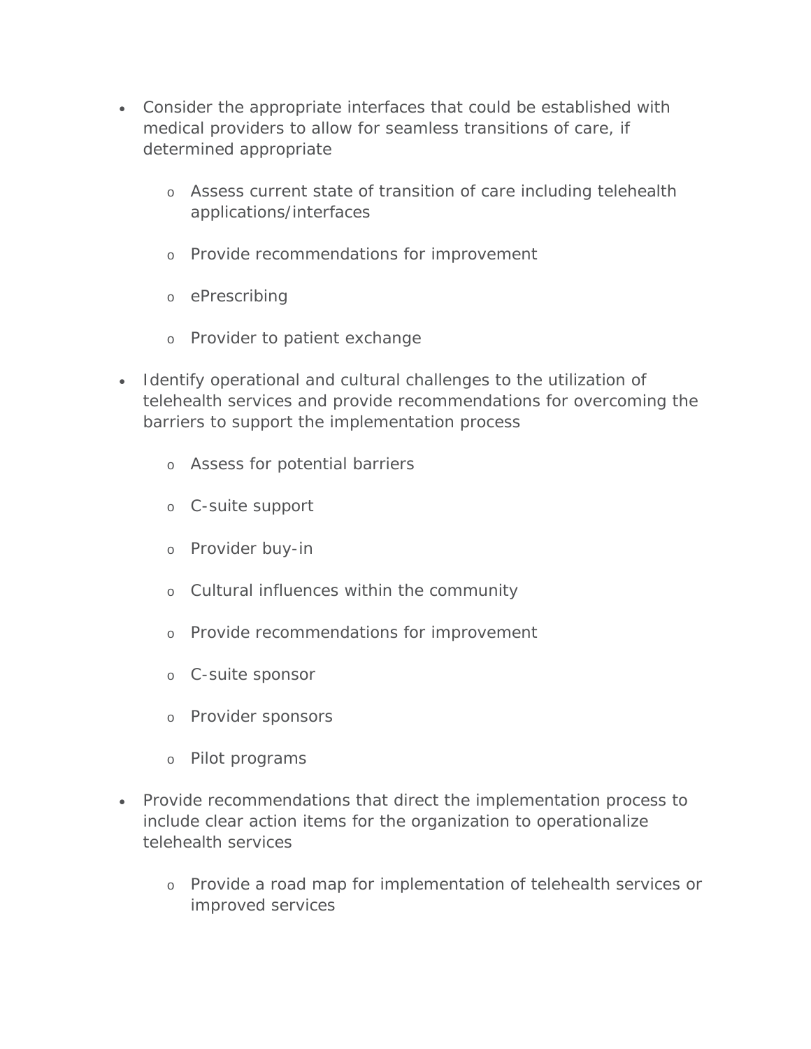- Consider the appropriate interfaces that could be established with medical providers to allow for seamless transitions of care, if determined appropriate
    - Assess current state of transition of care including telehealth applications/interfaces
    - Provide recommendations for improvement
    - ePrescribing
    - Provider to patient exchange
- Identify operational and cultural challenges to the utilization of telehealth services and provide recommendations for overcoming the barriers to support the implementation process
    - Assess for potential barriers
    - C-suite support
    - Provider buy-in
    - Cultural influences within the community
    - Provide recommendations for improvement
    - C-suite sponsor
    - Provider sponsors
    - Pilot programs
- Provide recommendations that direct the implementation process to include clear action items for the organization to operationalize telehealth services
    - Provide a road map for implementation of telehealth services or improved services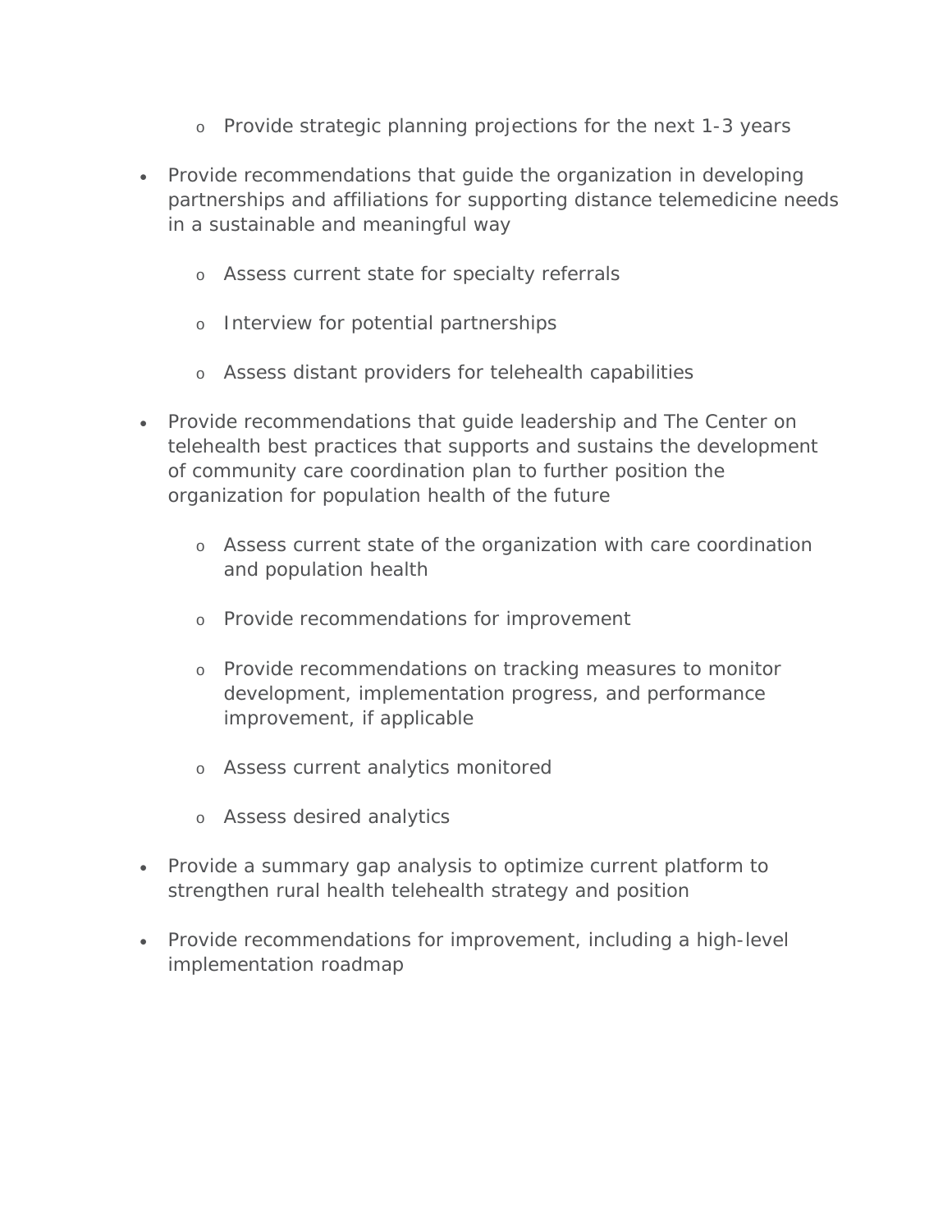- Provide strategic planning projections for the next 1-3 years

- Provide recommendations that guide the organization in developing partnerships and affiliations for supporting distance telemedicine needs in a sustainable and meaningful way

    - Assess current state for specialty referrals

    - Interview for potential partnerships

    - Assess distant providers for telehealth capabilities

- Provide recommendations that guide leadership and The Center on telehealth best practices that supports and sustains the development of community care coordination plan to further position the organization for population health of the future

    - Assess current state of the organization with care coordination and population health

    - Provide recommendations for improvement

    - Provide recommendations on tracking measures to monitor development, implementation progress, and performance improvement, if applicable

    - Assess current analytics monitored

    - Assess desired analytics

- Provide a summary gap analysis to optimize current platform to strengthen rural health telehealth strategy and position

- Provide recommendations for improvement, including a high-level implementation roadmap